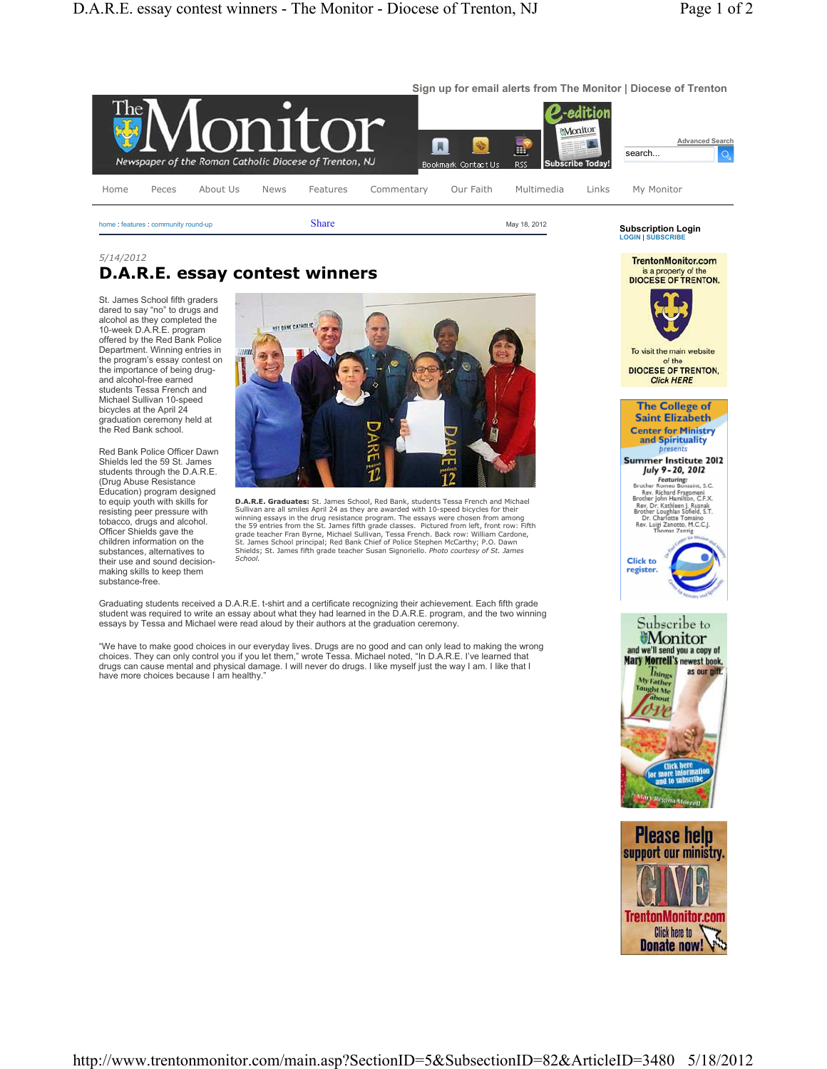5/14/2012

# D.A.R.E. essay contest winners

St. James School fifth graders dared to say "no" to drugs and alcohol as they completed the 10-week D.A.R.E. program offered by the Red Bank Police Department. Winning entries in the program's essay contest on the importance of being drug- and alcohol-free earned students Tessa French and Michael Sullivan 10-speed bicycles at the April 24 graduation ceremony held at the Red Bank school.

Red Bank Police Officer Dawn Shields led the 59 St. James students through the D.A.R.E. (Drug Abuse Resistance Education) program designed to equip youth with skills for resisting peer pressure with tobacco, drugs and alcohol. Officer Shields gave the children information on the substances, alternatives to their use and sound decision-making skills to keep them substance-free.

**D.A.R.E. Graduates:** St. James School, Red Bank, students Tessa French and Michael Sullivan are all smiles April 24 as they are awarded with 10-speed bicycles for their winning essays in the drug resistance program. The essays were chosen from among the 59 entries from the St. James fifth grade classes. Pictured from left, front row: Fifth grade teacher Fran Byrne, Michael Sullivan, Tessa French. Back row: William Cardone, St. James School principal; Red Bank Chief of Police Stephen McCarthy; P.O. Dawn Shields; St. James fifth grade teacher Susan Signoriello. *Photo courtesy of St. James School.*

Graduating students received a D.A.R.E. t-shirt and a certificate recognizing their achievement. Each fifth grade student was required to write an essay about what they had learned in the D.A.R.E. program, and the two winning essays by Tessa and Michael were read aloud by their authors at the graduation ceremony.

"We have to make good choices in our everyday lives. Drugs are no good and can only lead to making the wrong choices. They can only control you if you let them," wrote Tessa. Michael noted, "In D.A.R.E. I've learned that drugs can cause mental and physical damage. I will never do drugs. I like myself just the way I am. I like that I have more choices because I am healthy."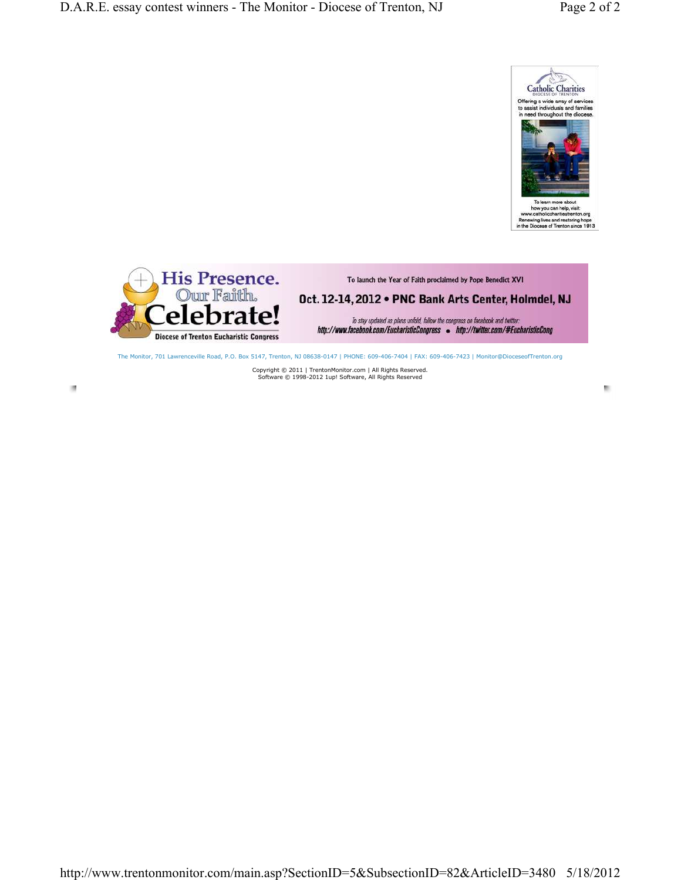Catholic Charities
DIOCESE OF TRENTON

Offering a wide array of services to assist individuals and families in need throughout the diocese.

To learn more about how you can help, visit: www.catholiccharitiestrenton.org
Renewing lives and restoring hope in the Diocese of Trenton since 1913

His Presence. Our Faith. Celebrate!
Diocese of Trenton Eucharistic Congress

To launch the Year of Faith proclaimed by Pope Benedict XVI

Oct. 12-14, 2012 • PNC Bank Arts Center, Holmdel, NJ

*To stay updated as plans unfold, follow the congress on facebook and twitter:*
*http://www.facebook.com/EucharisticCongress • http://twitter.com/#EucharisticCong*

The Monitor, 701 Lawrenceville Road, P.O. Box 5147, Trenton, NJ 08638-0147 | PHONE: 609-406-7404 | FAX: 609-406-7423 | Monitor@DioceseofTrenton.org

Copyright © 2011 | TrentonMonitor.com | All Rights Reserved.
Software © 1998-2012 1up! Software, All Rights Reserved